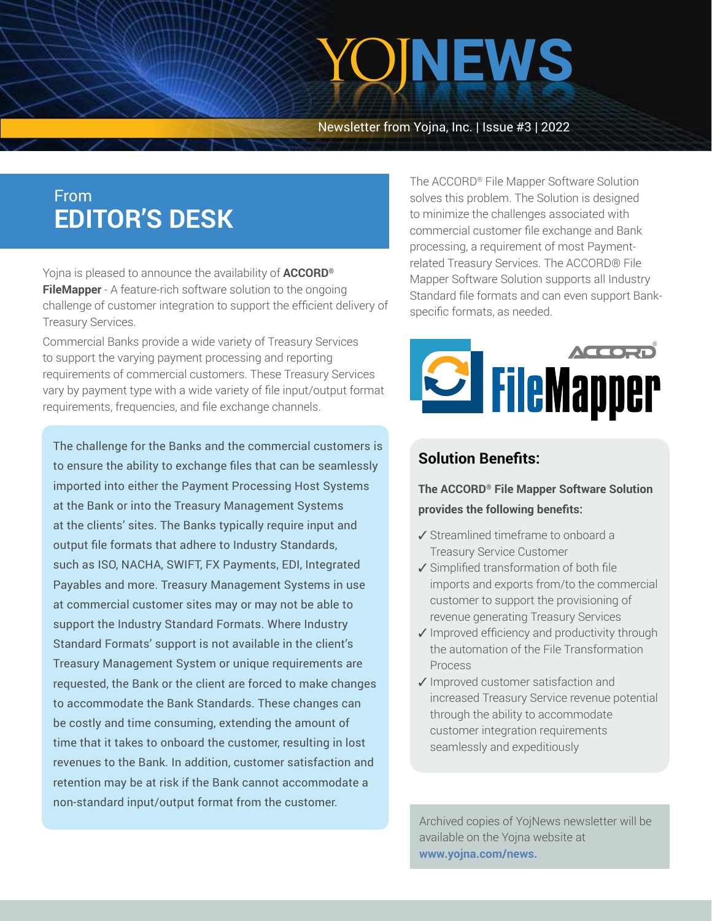# YOJNEWS

Newsletter from Yojna, Inc. | Issue #3 | 2022

## From EDITOR'S DESK

Yojna is pleased to announce the availability of **ACCORD® FileMapper** - A feature-rich software solution to the ongoing challenge of customer integration to support the efficient delivery of Treasury Services.

Commercial Banks provide a wide variety of Treasury Services to support the varying payment processing and reporting requirements of commercial customers. These Treasury Services vary by payment type with a wide variety of file input/output format requirements, frequencies, and file exchange channels.

The challenge for the Banks and the commercial customers is to ensure the ability to exchange files that can be seamlessly imported into either the Payment Processing Host Systems at the Bank or into the Treasury Management Systems at the clients' sites. The Banks typically require input and output file formats that adhere to Industry Standards, such as ISO, NACHA, SWIFT, FX Payments, EDI, Integrated Payables and more. Treasury Management Systems in use at commercial customer sites may or may not be able to support the Industry Standard Formats. Where Industry Standard Formats' support is not available in the client's Treasury Management System or unique requirements are requested, the Bank or the client are forced to make changes to accommodate the Bank Standards. These changes can be costly and time consuming, extending the amount of time that it takes to onboard the customer, resulting in lost revenues to the Bank. In addition, customer satisfaction and retention may be at risk if the Bank cannot accommodate a non-standard input/output format from the customer.

The ACCORD® File Mapper Software Solution solves this problem. The Solution is designed to minimize the challenges associated with commercial customer file exchange and Bank processing, a requirement of most Payment-related Treasury Services. The ACCORD® File Mapper Software Solution supports all Industry Standard file formats and can even support Bank-specific formats, as needed.

ACCORD® FileMapper

### Solution Benefits:

**The ACCORD® File Mapper Software Solution provides the following benefits:**

- ✓ Streamlined timeframe to onboard a Treasury Service Customer
- ✓ Simplified transformation of both file imports and exports from/to the commercial customer to support the provisioning of revenue generating Treasury Services
- ✓ Improved efficiency and productivity through the automation of the File Transformation Process
- ✓ Improved customer satisfaction and increased Treasury Service revenue potential through the ability to accommodate customer integration requirements seamlessly and expeditiously

Archived copies of YojNews newsletter will be available on the Yojna website at **www.yojna.com/news.**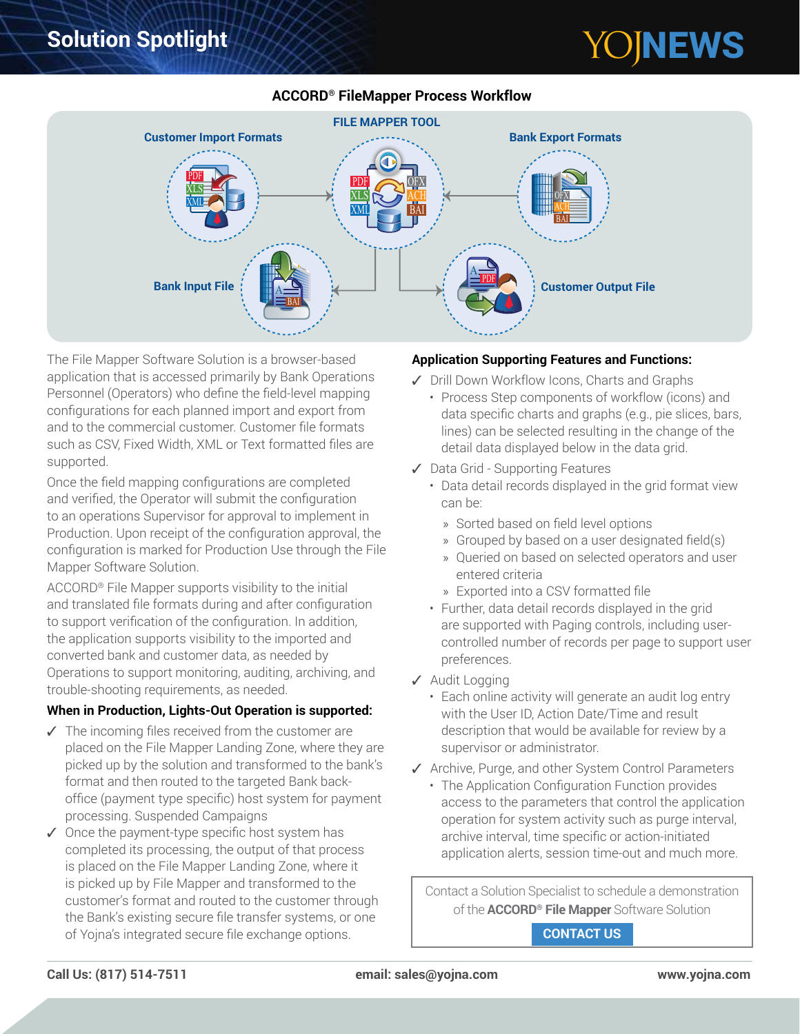## Solution Spotlight

YOJNEWS

### ACCORD® FileMapper Process Workflow

FILE MAPPER TOOL

Customer Import Formats

Bank Export Formats

Bank Input File

Customer Output File

The File Mapper Software Solution is a browser-based application that is accessed primarily by Bank Operations Personnel (Operators) who define the field-level mapping configurations for each planned import and export from and to the commercial customer. Customer file formats such as CSV, Fixed Width, XML or Text formatted files are supported.

Once the field mapping configurations are completed and verified, the Operator will submit the configuration to an operations Supervisor for approval to implement in Production. Upon receipt of the configuration approval, the configuration is marked for Production Use through the File Mapper Software Solution.

ACCORD® File Mapper supports visibility to the initial and translated file formats during and after configuration to support verification of the configuration. In addition, the application supports visibility to the imported and converted bank and customer data, as needed by Operations to support monitoring, auditing, archiving, and trouble-shooting requirements, as needed.

**When in Production, Lights-Out Operation is supported:**

- ✓ The incoming files received from the customer are placed on the File Mapper Landing Zone, where they are picked up by the solution and transformed to the bank's format and then routed to the targeted Bank back-office (payment type specific) host system for payment processing. Suspended Campaigns
- ✓ Once the payment-type specific host system has completed its processing, the output of that process is placed on the File Mapper Landing Zone, where it is picked up by File Mapper and transformed to the customer's format and routed to the customer through the Bank's existing secure file transfer systems, or one of Yojna's integrated secure file exchange options.

**Application Supporting Features and Functions:**

- ✓ Drill Down Workflow Icons, Charts and Graphs
  - Process Step components of workflow (icons) and data specific charts and graphs (e.g., pie slices, bars, lines) can be selected resulting in the change of the detail data displayed below in the data grid.
- ✓ Data Grid - Supporting Features
  - Data detail records displayed in the grid format view can be:
    - » Sorted based on field level options
    - » Grouped by based on a user designated field(s)
    - » Queried on based on selected operators and user entered criteria
    - » Exported into a CSV formatted file
  - Further, data detail records displayed in the grid are supported with Paging controls, including user-controlled number of records per page to support user preferences.
- ✓ Audit Logging
  - Each online activity will generate an audit log entry with the User ID, Action Date/Time and result description that would be available for review by a supervisor or administrator.
- ✓ Archive, Purge, and other System Control Parameters
  - The Application Configuration Function provides access to the parameters that control the application operation for system activity such as purge interval, archive interval, time specific or action-initiated application alerts, session time-out and much more.

Contact a Solution Specialist to schedule a demonstration of the **ACCORD® File Mapper** Software Solution

**CONTACT US**

**Call Us: (817) 514-7511** **email: sales@yojna.com** **www.yojna.com**